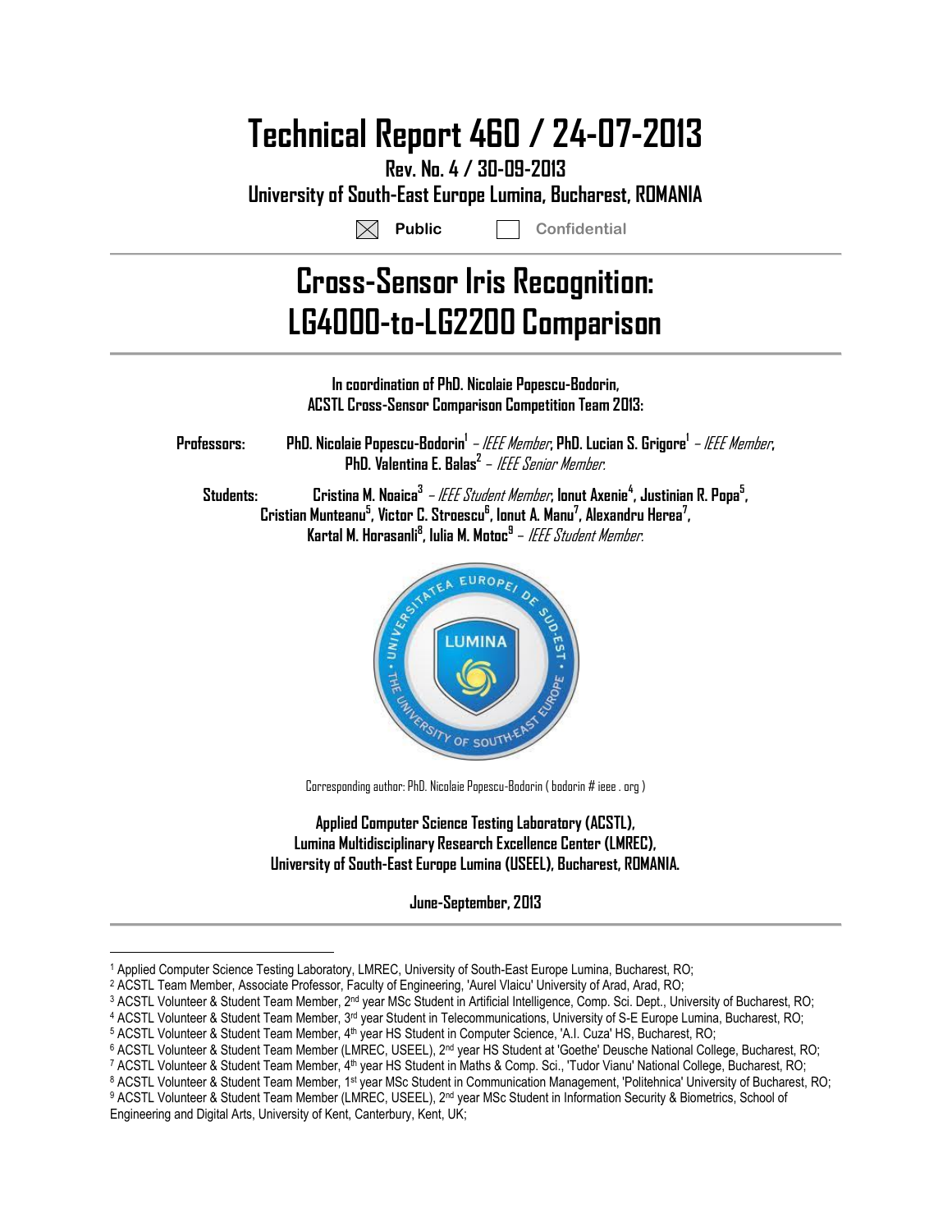# Technical Report 460 / 24-07-2013

**Rev. No. 4 / 30-09-2013**

**University of South-East Europe Lumina, Bucharest, ROMANIA**

☒ **Public** ☐ Confidential

---

# Cross-Sensor Iris Recognition: LG4000-to-LG2200 Comparison

---

**In coordination of PhD. Nicolaie Popescu-Bodorin,**
**ACSTL Cross-Sensor Comparison Competition Team 2013:**

**Professors:** **PhD. Nicolaie Popescu-Bodorin**[1] – *IEEE Member*, **PhD. Lucian S. Grigore**[1] – *IEEE Member*, **PhD. Valentina E. Balas**[2] – *IEEE Senior Member*.

**Students:** **Cristina M. Noaica**[3] – *IEEE Student Member*, **Ionut Axenie**[4], **Justinian R. Popa**[5], **Cristian Munteanu**[5], **Victor C. Stroescu**[6], **Ionut A. Manu**[7], **Alexandru Herea**[7], **Kartal M. Horasanli**[8], **Iulia M. Motoc**[9] – *IEEE Student Member*.

Corresponding author: PhD. Nicolaie Popescu-Bodorin ( bodorin # ieee . org )

**Applied Computer Science Testing Laboratory (ACSTL),**
**Lumina Multidisciplinary Research Excellence Center (LMREC),**
**University of South-East Europe Lumina (USEEL), Bucharest, ROMANIA.**

**June-September, 2013**

---

[1] Applied Computer Science Testing Laboratory, LMREC, University of South-East Europe Lumina, Bucharest, RO;
[2] ACSTL Team Member, Associate Professor, Faculty of Engineering, 'Aurel Vlaicu' University of Arad, Arad, RO;
[3] ACSTL Volunteer & Student Team Member, 2nd year MSc Student in Artificial Intelligence, Comp. Sci. Dept., University of Bucharest, RO;
[4] ACSTL Volunteer & Student Team Member, 3rd year Student in Telecommunications, University of S-E Europe Lumina, Bucharest, RO;
[5] ACSTL Volunteer & Student Team Member, 4th year HS Student in Computer Science, 'A.I. Cuza' HS, Bucharest, RO;
[6] ACSTL Volunteer & Student Team Member (LMREC, USEEL), 2nd year HS Student at 'Goethe' Deusche National College, Bucharest, RO;
[7] ACSTL Volunteer & Student Team Member, 4th year HS Student in Maths & Comp. Sci., 'Tudor Vianu' National College, Bucharest, RO;
[8] ACSTL Volunteer & Student Team Member, 1st year MSc Student in Communication Management, 'Politehnica' University of Bucharest, RO;
[9] ACSTL Volunteer & Student Team Member (LMREC, USEEL), 2nd year MSc Student in Information Security & Biometrics, School of Engineering and Digital Arts, University of Kent, Canterbury, Kent, UK;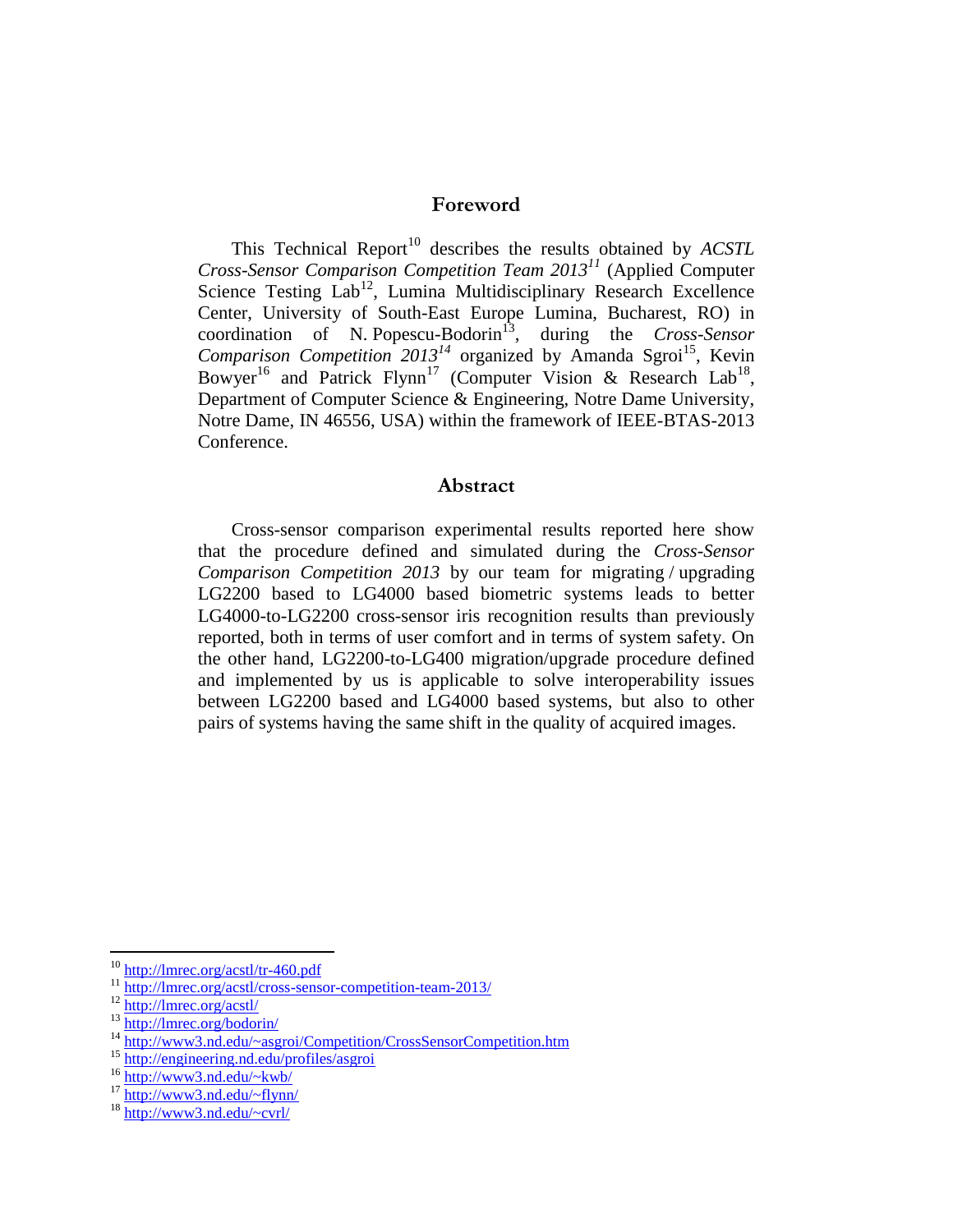## Foreword

This Technical Report[10] describes the results obtained by *ACSTL Cross-Sensor Comparison Competition Team 2013*[11] (Applied Computer Science Testing Lab[12], Lumina Multidisciplinary Research Excellence Center, University of South-East Europe Lumina, Bucharest, RO) in coordination of N. Popescu-Bodorin[13], during the *Cross-Sensor Comparison Competition 2013*[14] organized by Amanda Sgroi[15], Kevin Bowyer[16] and Patrick Flynn[17] (Computer Vision & Research Lab[18], Department of Computer Science & Engineering, Notre Dame University, Notre Dame, IN 46556, USA) within the framework of IEEE-BTAS-2013 Conference.

## Abstract

Cross-sensor comparison experimental results reported here show that the procedure defined and simulated during the *Cross-Sensor Comparison Competition 2013* by our team for migrating / upgrading LG2200 based to LG4000 based biometric systems leads to better LG4000-to-LG2200 cross-sensor iris recognition results than previously reported, both in terms of user comfort and in terms of system safety. On the other hand, LG2200-to-LG400 migration/upgrade procedure defined and implemented by us is applicable to solve interoperability issues between LG2200 based and LG4000 based systems, but also to other pairs of systems having the same shift in the quality of acquired images.

---

[10] http://lmrec.org/acstl/tr-460.pdf
[11] http://lmrec.org/acstl/cross-sensor-competition-team-2013/
[12] http://lmrec.org/acstl/
[13] http://lmrec.org/bodorin/
[14] http://www3.nd.edu/~asgroi/Competition/CrossSensorCompetition.htm
[15] http://engineering.nd.edu/profiles/asgroi
[16] http://www3.nd.edu/~kwb/
[17] http://www3.nd.edu/~flynn/
[18] http://www3.nd.edu/~cvrl/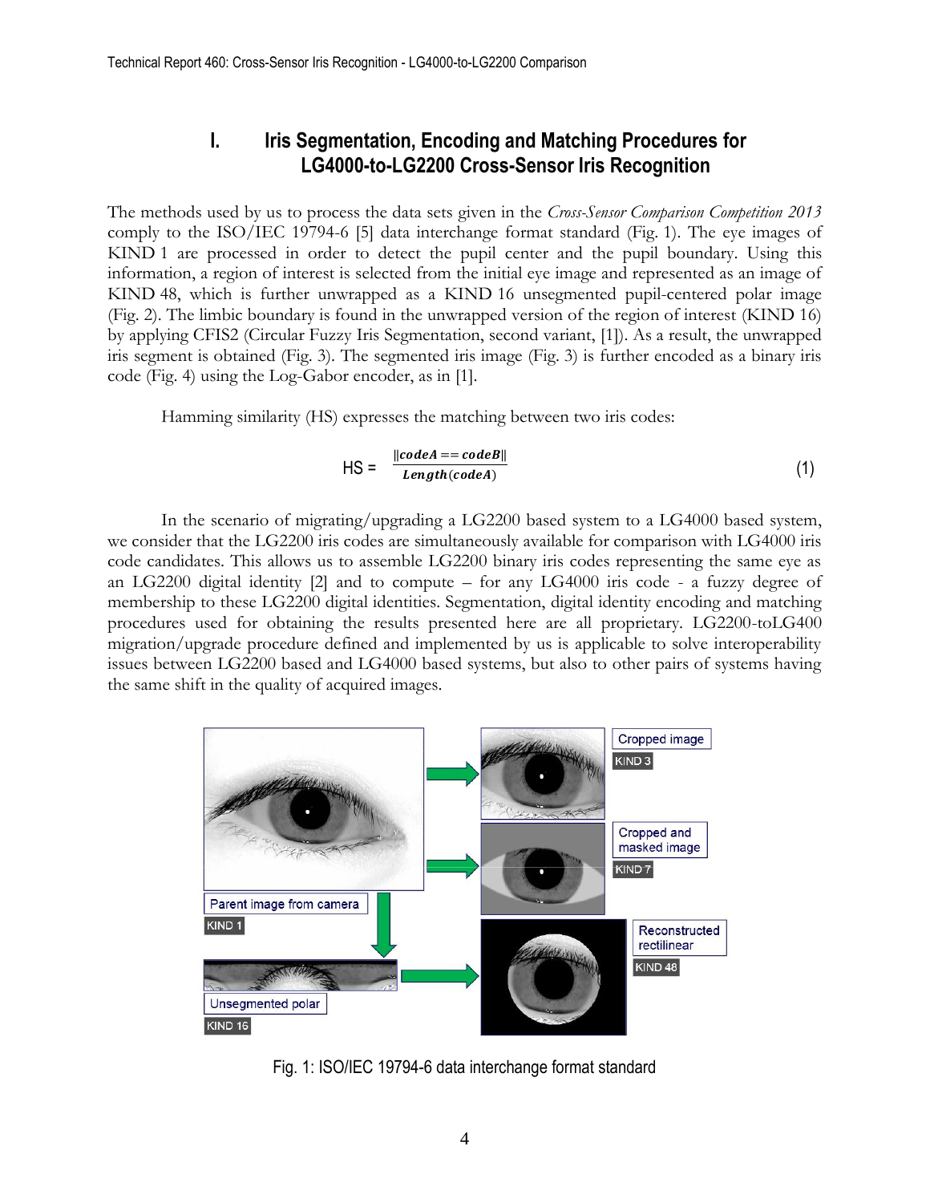# I. Iris Segmentation, Encoding and Matching Procedures for LG4000-to-LG2200 Cross-Sensor Iris Recognition

The methods used by us to process the data sets given in the *Cross-Sensor Comparison Competition 2013* comply to the ISO/IEC 19794-6 [5] data interchange format standard (Fig. 1). The eye images of KIND 1 are processed in order to detect the pupil center and the pupil boundary. Using this information, a region of interest is selected from the initial eye image and represented as an image of KIND 48, which is further unwrapped as a KIND 16 unsegmented pupil-centered polar image (Fig. 2). The limbic boundary is found in the unwrapped version of the region of interest (KIND 16) by applying CFIS2 (Circular Fuzzy Iris Segmentation, second variant, [1]). As a result, the unwrapped iris segment is obtained (Fig. 3). The segmented iris image (Fig. 3) is further encoded as a binary iris code (Fig. 4) using the Log-Gabor encoder, as in [1].

Hamming similarity (HS) expresses the matching between two iris codes:

$$\text{HS} = \frac{\|codeA == codeB\|}{Length(codeA)} \tag{1}$$

In the scenario of migrating/upgrading a LG2200 based system to a LG4000 based system, we consider that the LG2200 iris codes are simultaneously available for comparison with LG4000 iris code candidates. This allows us to assemble LG2200 binary iris codes representing the same eye as an LG2200 digital identity [2] and to compute – for any LG4000 iris code - a fuzzy degree of membership to these LG2200 digital identities. Segmentation, digital identity encoding and matching procedures used for obtaining the results presented here are all proprietary. LG2200-toLG400 migration/upgrade procedure defined and implemented by us is applicable to solve interoperability issues between LG2200 based and LG4000 based systems, but also to other pairs of systems having the same shift in the quality of acquired images.

Parent image from camera KIND 1 | Cropped image KIND 3 | Cropped and masked image KIND 7 | Reconstructed rectilinear KIND 48 | Unsegmented polar KIND 16

Fig. 1: ISO/IEC 19794-6 data interchange format standard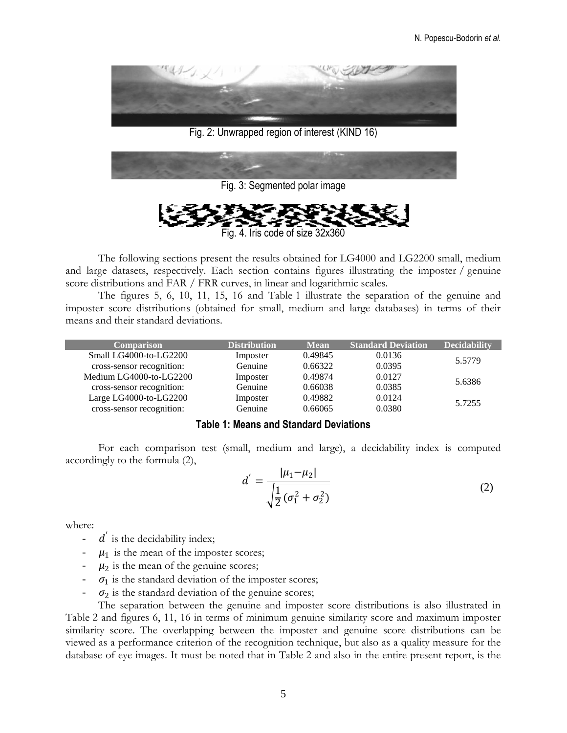Fig. 2: Unwrapped region of interest (KIND 16)

Fig. 3: Segmented polar image

Fig. 4. Iris code of size 32x360

The following sections present the results obtained for LG4000 and LG2200 small, medium and large datasets, respectively. Each section contains figures illustrating the imposter / genuine score distributions and FAR / FRR curves, in linear and logarithmic scales.

The figures 5, 6, 10, 11, 15, 16 and Table 1 illustrate the separation of the genuine and imposter score distributions (obtained for small, medium and large databases) in terms of their means and their standard deviations.

| Comparison | Distribution | Mean | Standard Deviation | Decidability |
|---|---|---|---|---|
| Small LG4000-to-LG2200 | Imposter | 0.49845 | 0.0136 | 5.5779 |
| cross-sensor recognition: | Genuine | 0.66322 | 0.0395 | |
| Medium LG4000-to-LG2200 | Imposter | 0.49874 | 0.0127 | 5.6386 |
| cross-sensor recognition: | Genuine | 0.66038 | 0.0385 | |
| Large LG4000-to-LG2200 | Imposter | 0.49882 | 0.0124 | 5.7255 |
| cross-sensor recognition: | Genuine | 0.66065 | 0.0380 | |

**Table 1: Means and Standard Deviations**

For each comparison test (small, medium and large), a decidability index is computed accordingly to the formula (2),

$$d' = \frac{|\mu_1 - \mu_2|}{\sqrt{\frac{1}{2}(\sigma_1^2 + \sigma_2^2)}} \tag{2}$$

where:

- $d'$ is the decidability index;
- $\mu_1$ is the mean of the imposter scores;
- $\mu_2$ is the mean of the genuine scores;
- $\sigma_1$ is the standard deviation of the imposter scores;
- $\sigma_2$ is the standard deviation of the genuine scores;

The separation between the genuine and imposter score distributions is also illustrated in Table 2 and figures 6, 11, 16 in terms of minimum genuine similarity score and maximum imposter similarity score. The overlapping between the imposter and genuine score distributions can be viewed as a performance criterion of the recognition technique, but also as a quality measure for the database of eye images. It must be noted that in Table 2 and also in the entire present report, is the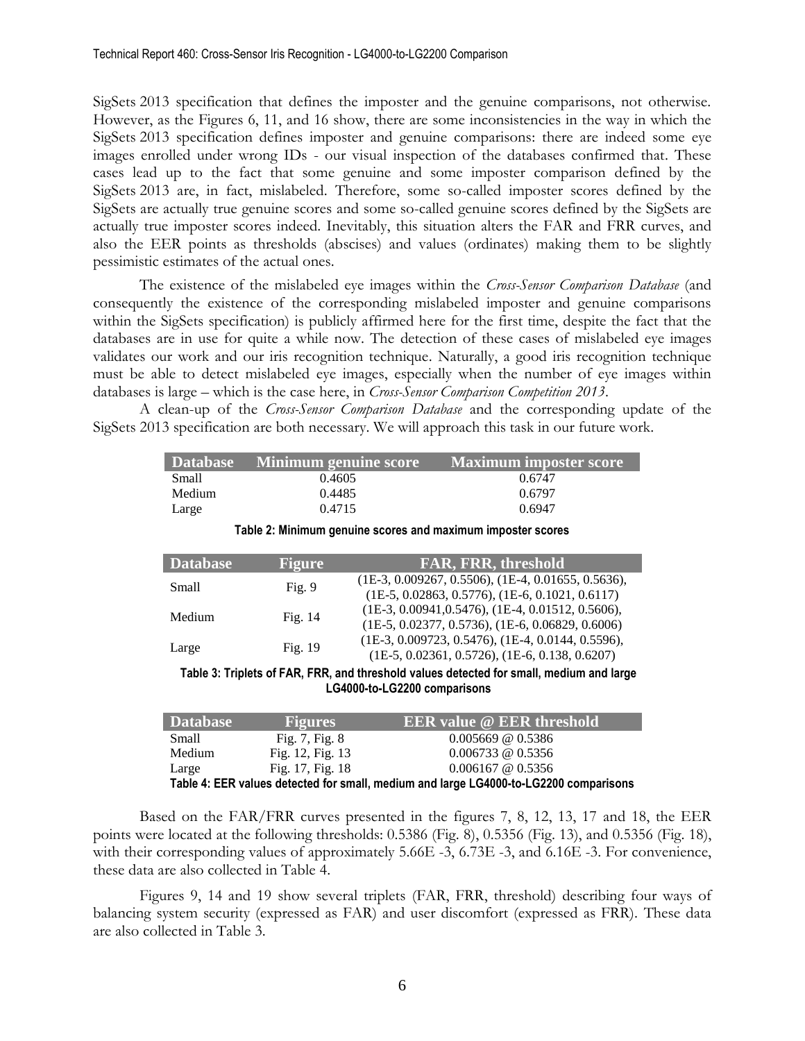SigSets 2013 specification that defines the imposter and the genuine comparisons, not otherwise. However, as the Figures 6, 11, and 16 show, there are some inconsistencies in the way in which the SigSets 2013 specification defines imposter and genuine comparisons: there are indeed some eye images enrolled under wrong IDs - our visual inspection of the databases confirmed that. These cases lead up to the fact that some genuine and some imposter comparison defined by the SigSets 2013 are, in fact, mislabeled. Therefore, some so-called imposter scores defined by the SigSets are actually true genuine scores and some so-called genuine scores defined by the SigSets are actually true imposter scores indeed. Inevitably, this situation alters the FAR and FRR curves, and also the EER points as thresholds (abscises) and values (ordinates) making them to be slightly pessimistic estimates of the actual ones.

The existence of the mislabeled eye images within the *Cross-Sensor Comparison Database* (and consequently the existence of the corresponding mislabeled imposter and genuine comparisons within the SigSets specification) is publicly affirmed here for the first time, despite the fact that the databases are in use for quite a while now. The detection of these cases of mislabeled eye images validates our work and our iris recognition technique. Naturally, a good iris recognition technique must be able to detect mislabeled eye images, especially when the number of eye images within databases is large – which is the case here, in *Cross-Sensor Comparison Competition 2013*.

A clean-up of the *Cross-Sensor Comparison Database* and the corresponding update of the SigSets 2013 specification are both necessary. We will approach this task in our future work.

| Database | Minimum genuine score | Maximum imposter score |
|---|---|---|
| Small | 0.4605 | 0.6747 |
| Medium | 0.4485 | 0.6797 |
| Large | 0.4715 | 0.6947 |

**Table 2: Minimum genuine scores and maximum imposter scores**

| Database | Figure | FAR, FRR, threshold |
|---|---|---|
| Small | Fig. 9 | (1E-3, 0.009267, 0.5506), (1E-4, 0.01655, 0.5636), (1E-5, 0.02863, 0.5776), (1E-6, 0.1021, 0.6117) |
| Medium | Fig. 14 | (1E-3, 0.00941,0.5476), (1E-4, 0.01512, 0.5606), (1E-5, 0.02377, 0.5736), (1E-6, 0.06829, 0.6006) |
| Large | Fig. 19 | (1E-3, 0.009723, 0.5476), (1E-4, 0.0144, 0.5596), (1E-5, 0.02361, 0.5726), (1E-6, 0.138, 0.6207) |

**Table 3: Triplets of FAR, FRR, and threshold values detected for small, medium and large LG4000-to-LG2200 comparisons**

| Database | Figures | EER value @ EER threshold |
|---|---|---|
| Small | Fig. 7, Fig. 8 | 0.005669 @ 0.5386 |
| Medium | Fig. 12, Fig. 13 | 0.006733 @ 0.5356 |
| Large | Fig. 17, Fig. 18 | 0.006167 @ 0.5356 |

**Table 4: EER values detected for small, medium and large LG4000-to-LG2200 comparisons**

Based on the FAR/FRR curves presented in the figures 7, 8, 12, 13, 17 and 18, the EER points were located at the following thresholds: 0.5386 (Fig. 8), 0.5356 (Fig. 13), and 0.5356 (Fig. 18), with their corresponding values of approximately 5.66E -3, 6.73E -3, and 6.16E -3. For convenience, these data are also collected in Table 4.

Figures 9, 14 and 19 show several triplets (FAR, FRR, threshold) describing four ways of balancing system security (expressed as FAR) and user discomfort (expressed as FRR). These data are also collected in Table 3.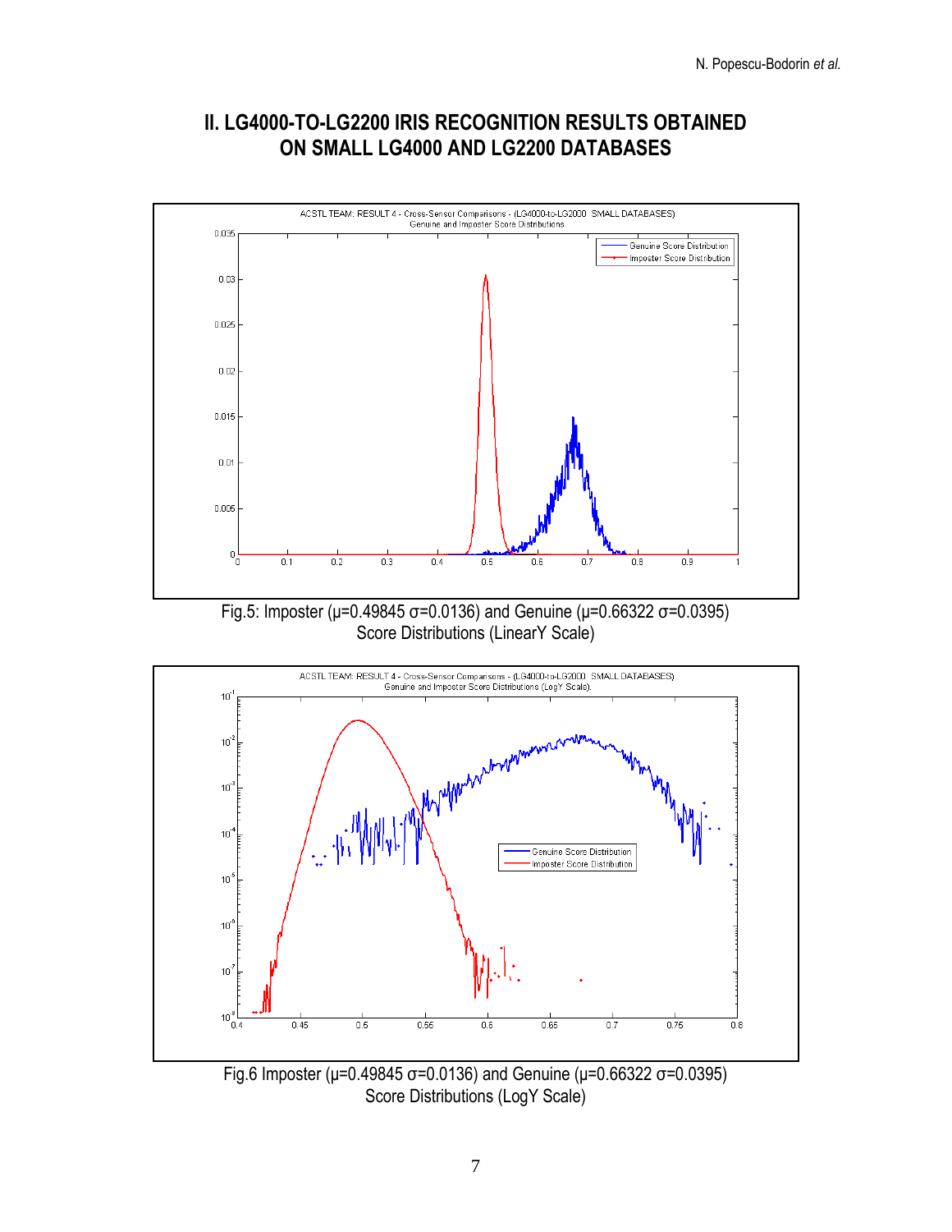## II. LG4000-TO-LG2200 IRIS RECOGNITION RESULTS OBTAINED ON SMALL LG4000 AND LG2200 DATABASES

Fig.5: Imposter (μ=0.49845 σ=0.0136) and Genuine (μ=0.66322 σ=0.0395) Score Distributions (LinearY Scale)

Fig.6 Imposter (μ=0.49845 σ=0.0136) and Genuine (μ=0.66322 σ=0.0395) Score Distributions (LogY Scale)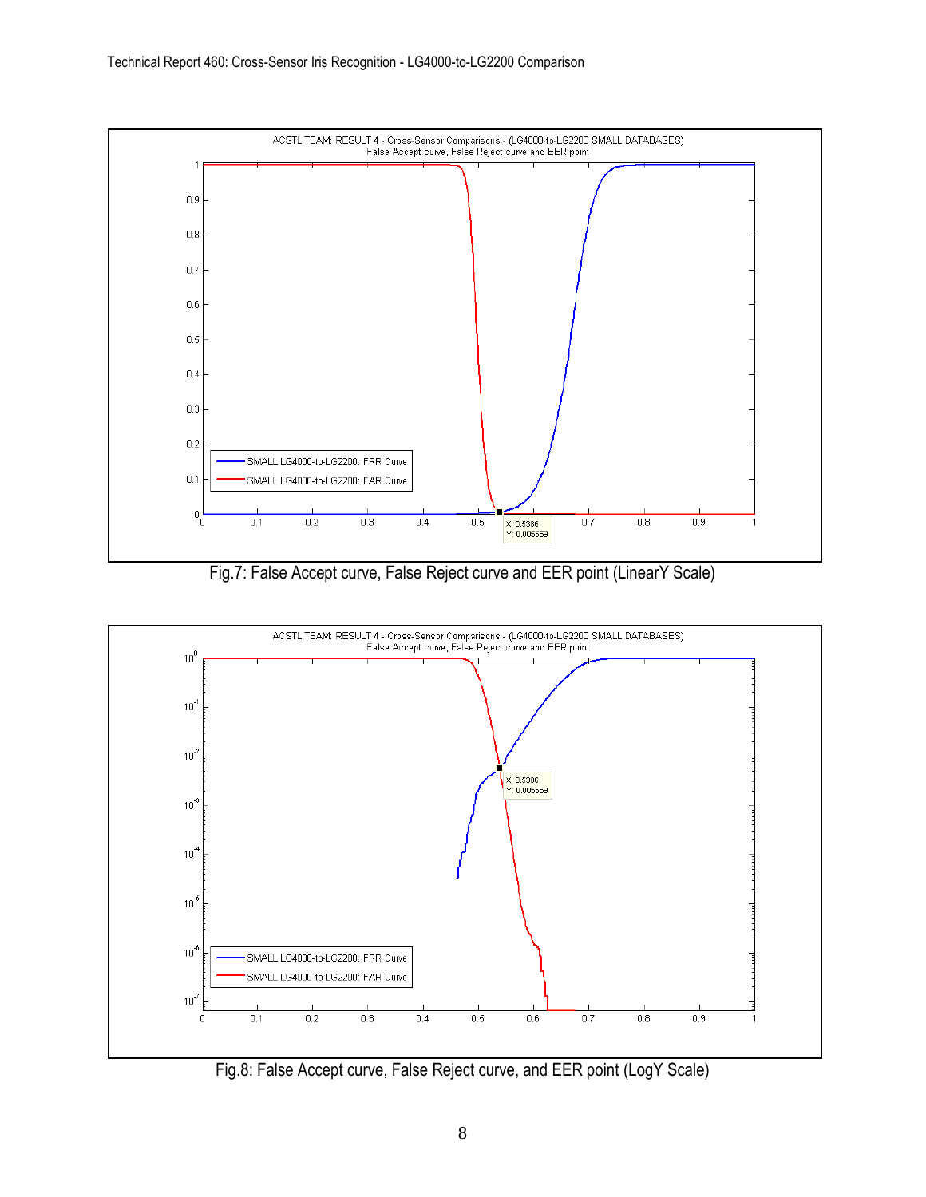Fig.7: False Accept curve, False Reject curve and EER point (LinearY Scale)

Fig.8: False Accept curve, False Reject curve, and EER point (LogY Scale)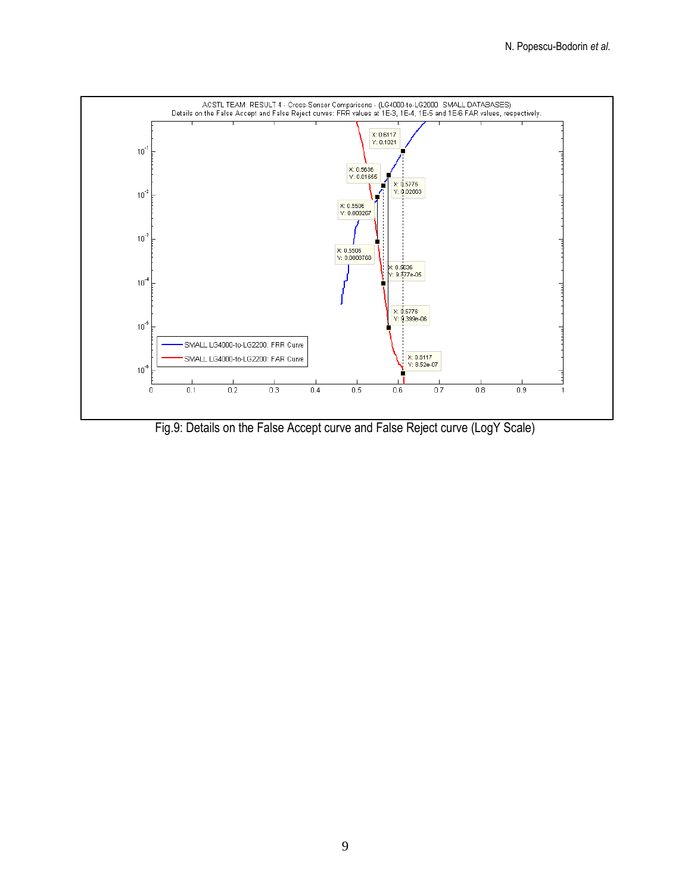Fig.9: Details on the False Accept curve and False Reject curve (LogY Scale)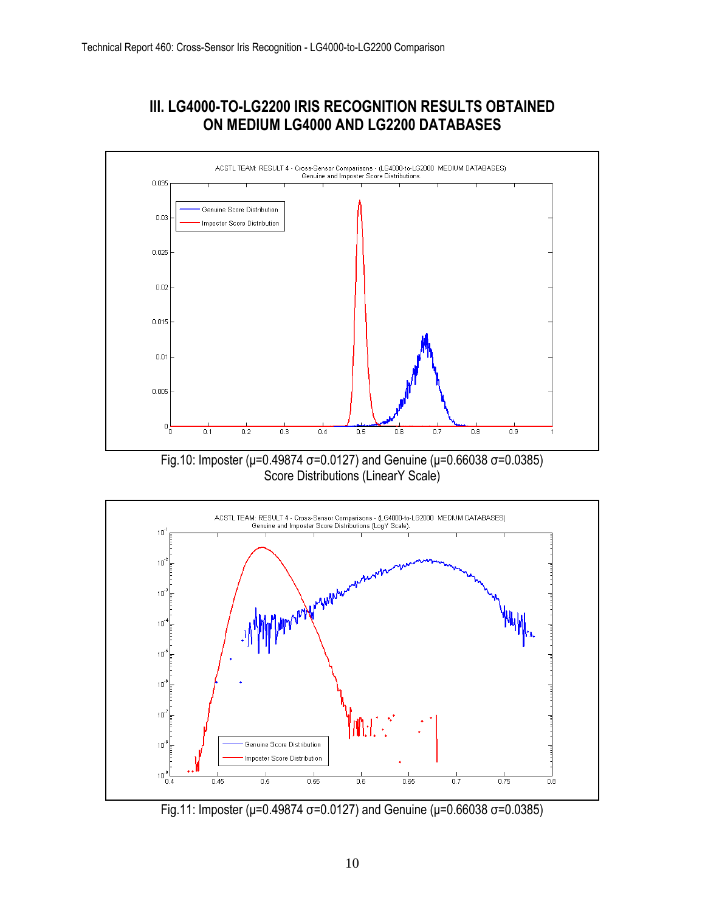# III. LG4000-TO-LG2200 IRIS RECOGNITION RESULTS OBTAINED ON MEDIUM LG4000 AND LG2200 DATABASES

Fig.10: Imposter (μ=0.49874 σ=0.0127) and Genuine (μ=0.66038 σ=0.0385) Score Distributions (LinearY Scale)

Fig.11: Imposter (μ=0.49874 σ=0.0127) and Genuine (μ=0.66038 σ=0.0385)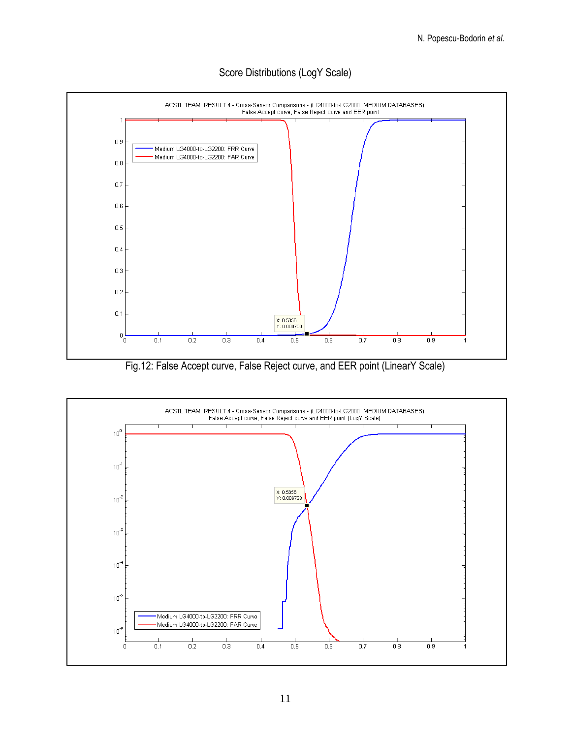Score Distributions (LogY Scale)

Fig.12: False Accept curve, False Reject curve, and EER point (LinearY Scale)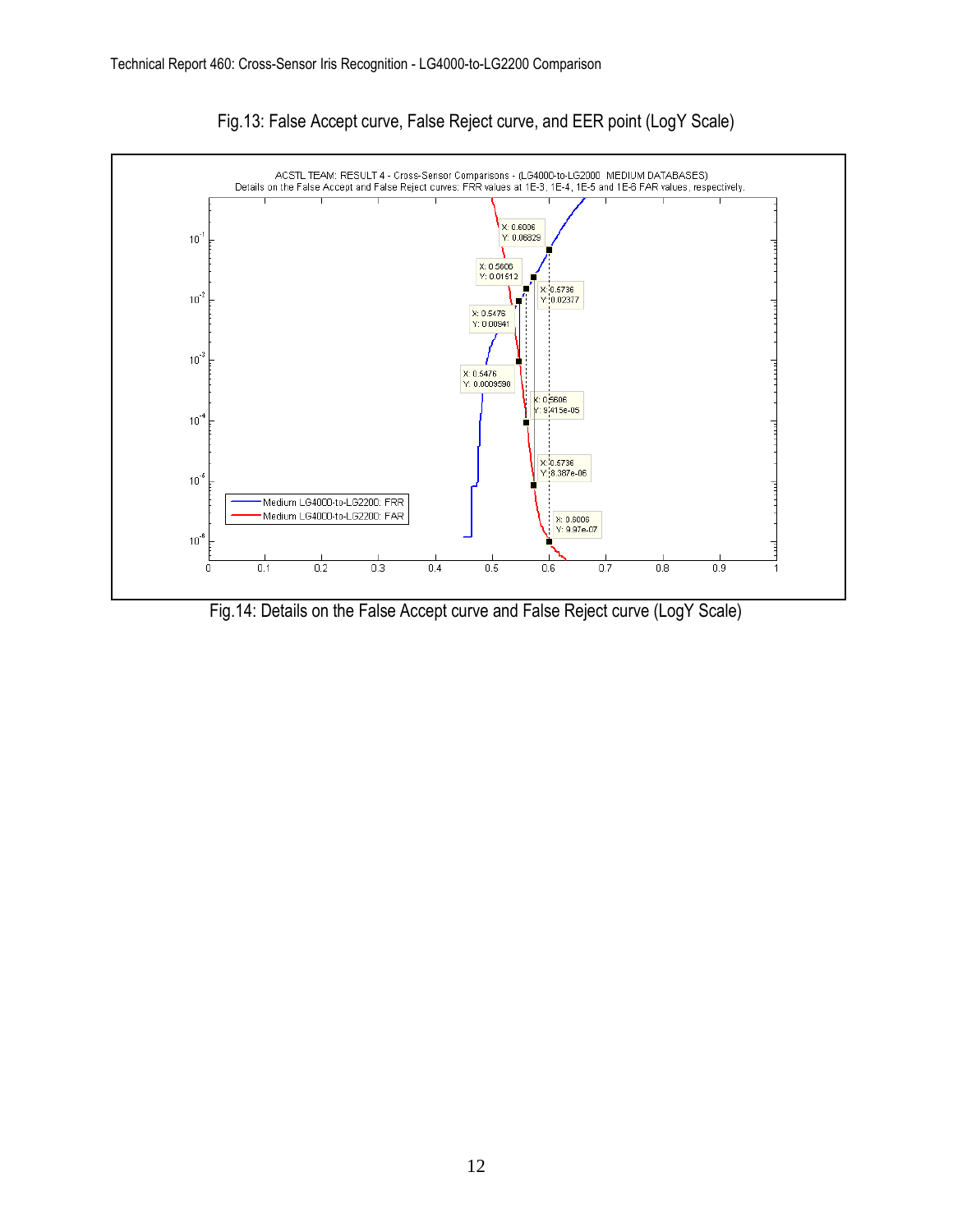Fig.13: False Accept curve, False Reject curve, and EER point (LogY Scale)

Fig.14: Details on the False Accept curve and False Reject curve (LogY Scale)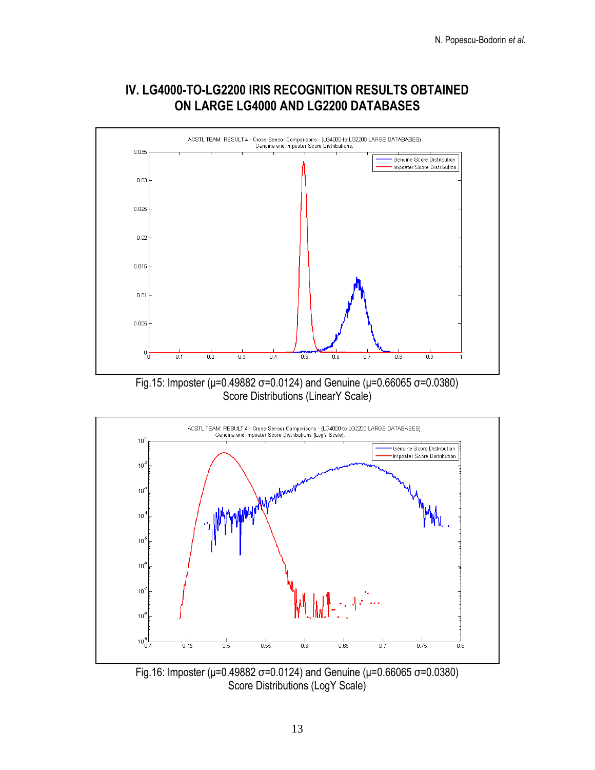## IV. LG4000-TO-LG2200 IRIS RECOGNITION RESULTS OBTAINED ON LARGE LG4000 AND LG2200 DATABASES

Fig.15: Imposter (μ=0.49882 σ=0.0124) and Genuine (μ=0.66065 σ=0.0380) Score Distributions (LinearY Scale)

Fig.16: Imposter (μ=0.49882 σ=0.0124) and Genuine (μ=0.66065 σ=0.0380) Score Distributions (LogY Scale)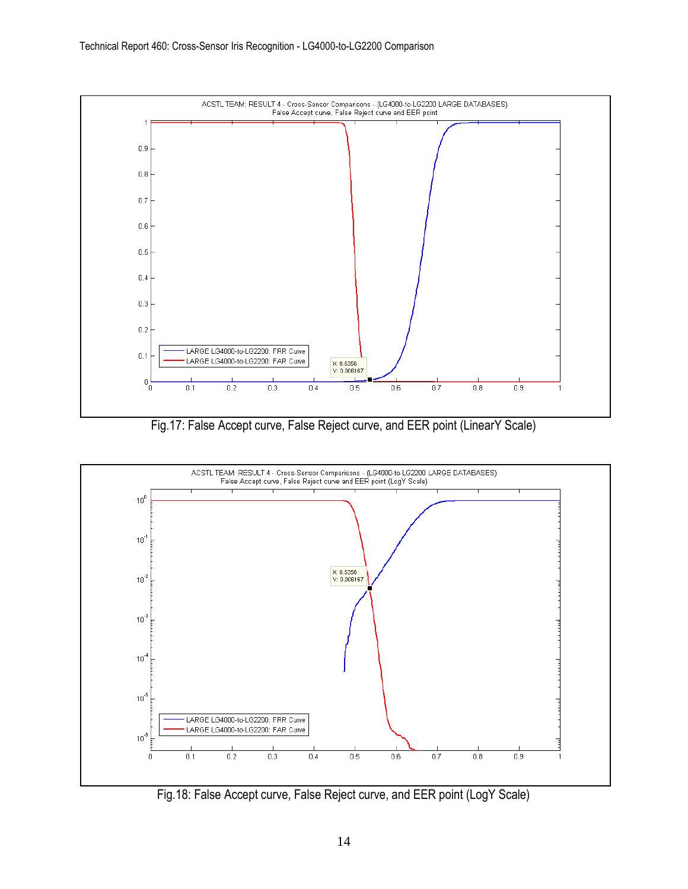Fig.17: False Accept curve, False Reject curve, and EER point (LinearY Scale)

Fig.18: False Accept curve, False Reject curve, and EER point (LogY Scale)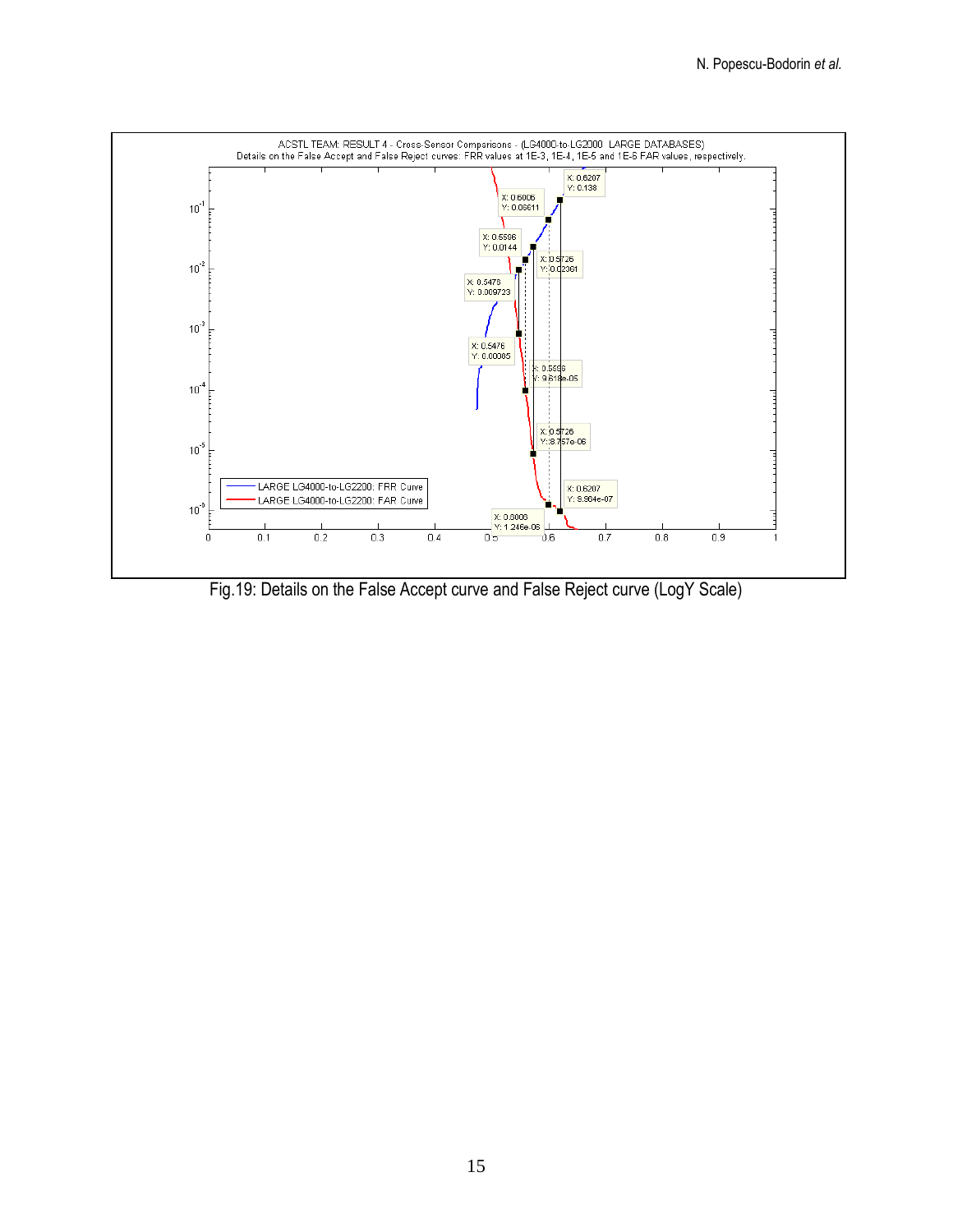Fig.19: Details on the False Accept curve and False Reject curve (LogY Scale)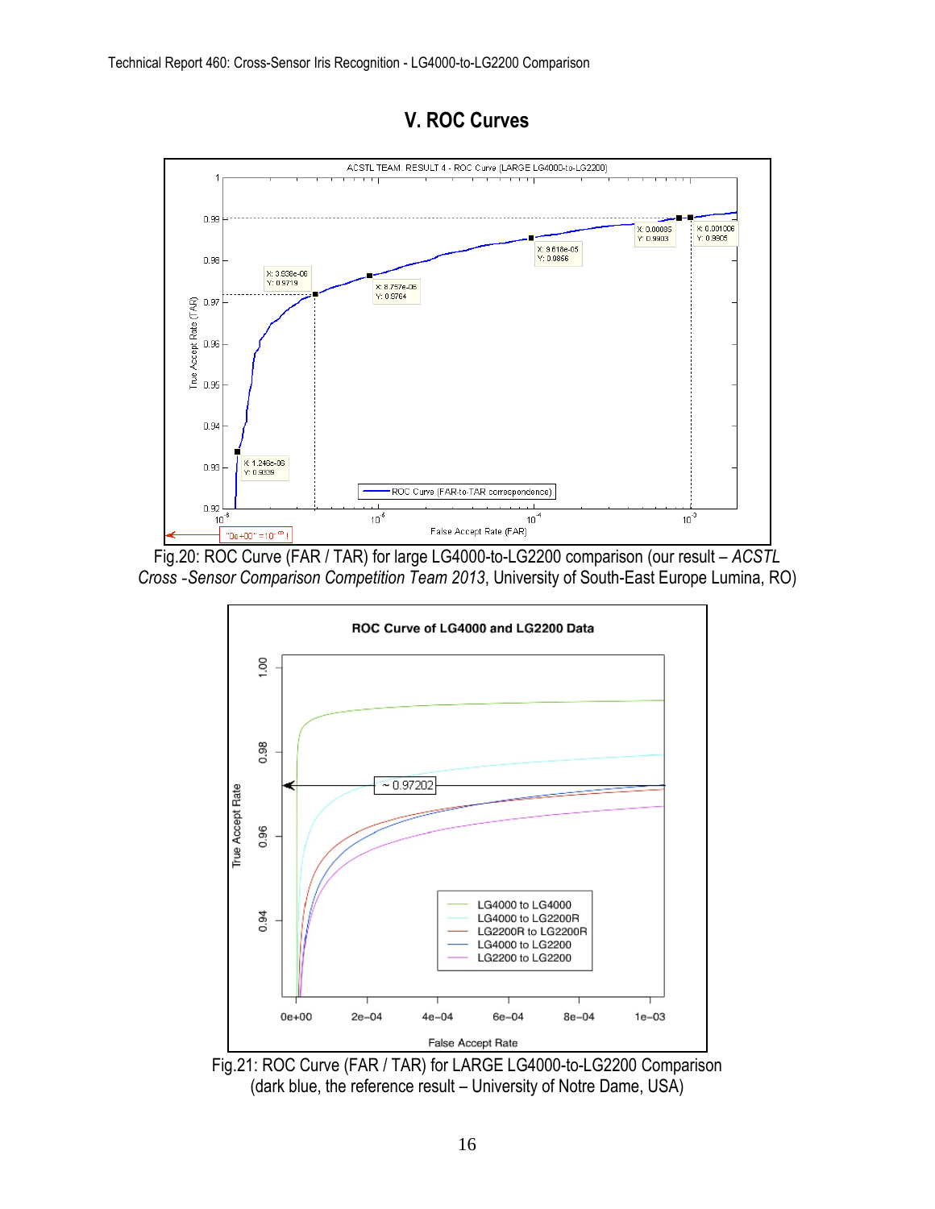## V. ROC Curves

Fig.20: ROC Curve (FAR / TAR) for large LG4000-to-LG2200 comparison (our result – *ACSTL Cross -Sensor Comparison Competition Team 2013*, University of South-East Europe Lumina, RO)

Fig.21: ROC Curve (FAR / TAR) for LARGE LG4000-to-LG2200 Comparison (dark blue, the reference result – University of Notre Dame, USA)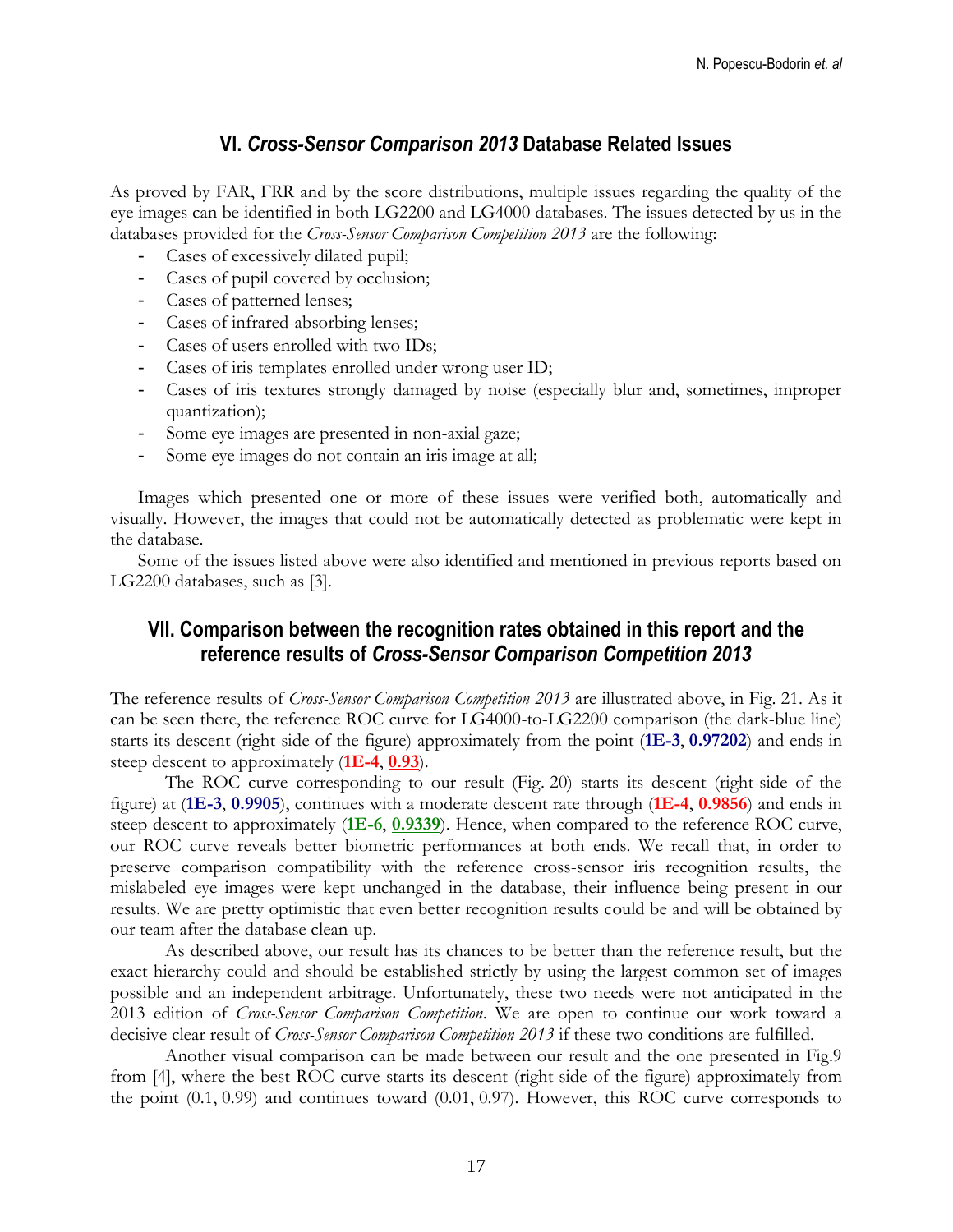## VI. *Cross-Sensor Comparison 2013* Database Related Issues

As proved by FAR, FRR and by the score distributions, multiple issues regarding the quality of the eye images can be identified in both LG2200 and LG4000 databases. The issues detected by us in the databases provided for the *Cross-Sensor Comparison Competition 2013* are the following:

- Cases of excessively dilated pupil;
- Cases of pupil covered by occlusion;
- Cases of patterned lenses;
- Cases of infrared-absorbing lenses;
- Cases of users enrolled with two IDs;
- Cases of iris templates enrolled under wrong user ID;
- Cases of iris textures strongly damaged by noise (especially blur and, sometimes, improper quantization);
- Some eye images are presented in non-axial gaze;
- Some eye images do not contain an iris image at all;

Images which presented one or more of these issues were verified both, automatically and visually. However, the images that could not be automatically detected as problematic were kept in the database.

Some of the issues listed above were also identified and mentioned in previous reports based on LG2200 databases, such as [3].

## VII. Comparison between the recognition rates obtained in this report and the reference results of *Cross-Sensor Comparison Competition 2013*

The reference results of *Cross-Sensor Comparison Competition 2013* are illustrated above, in Fig. 21. As it can be seen there, the reference ROC curve for LG4000-to-LG2200 comparison (the dark-blue line) starts its descent (right-side of the figure) approximately from the point (**1E-3**, **0.97202**) and ends in steep descent to approximately (**1E-4**, **0.93**).

The ROC curve corresponding to our result (Fig. 20) starts its descent (right-side of the figure) at (**1E-3**, **0.9905**), continues with a moderate descent rate through (**1E-4**, **0.9856**) and ends in steep descent to approximately (**1E-6**, **0.9339**). Hence, when compared to the reference ROC curve, our ROC curve reveals better biometric performances at both ends. We recall that, in order to preserve comparison compatibility with the reference cross-sensor iris recognition results, the mislabeled eye images were kept unchanged in the database, their influence being present in our results. We are pretty optimistic that even better recognition results could be and will be obtained by our team after the database clean-up.

As described above, our result has its chances to be better than the reference result, but the exact hierarchy could and should be established strictly by using the largest common set of images possible and an independent arbitrage. Unfortunately, these two needs were not anticipated in the 2013 edition of *Cross-Sensor Comparison Competition*. We are open to continue our work toward a decisive clear result of *Cross-Sensor Comparison Competition 2013* if these two conditions are fulfilled.

Another visual comparison can be made between our result and the one presented in Fig.9 from [4], where the best ROC curve starts its descent (right-side of the figure) approximately from the point (0.1, 0.99) and continues toward (0.01, 0.97). However, this ROC curve corresponds to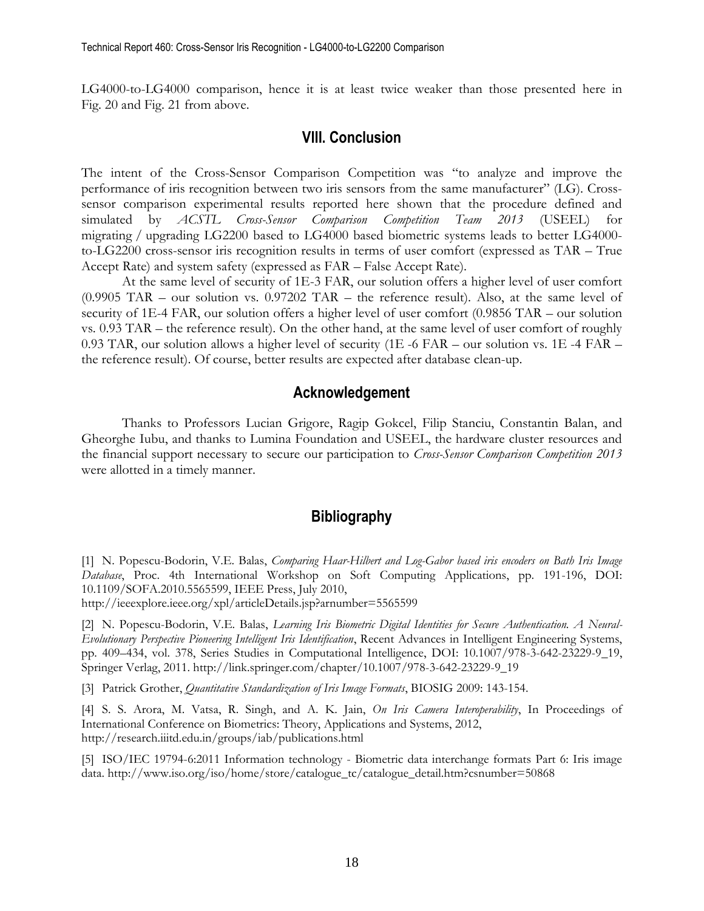LG4000-to-LG4000 comparison, hence it is at least twice weaker than those presented here in Fig. 20 and Fig. 21 from above.

## VIII. Conclusion

The intent of the Cross-Sensor Comparison Competition was "to analyze and improve the performance of iris recognition between two iris sensors from the same manufacturer" (LG). Cross-sensor comparison experimental results reported here shown that the procedure defined and simulated by *ACSTL Cross-Sensor Comparison Competition Team 2013* (USEEL) for migrating / upgrading LG2200 based to LG4000 based biometric systems leads to better LG4000-to-LG2200 cross-sensor iris recognition results in terms of user comfort (expressed as TAR – True Accept Rate) and system safety (expressed as FAR – False Accept Rate).

At the same level of security of 1E-3 FAR, our solution offers a higher level of user comfort (0.9905 TAR – our solution vs. 0.97202 TAR – the reference result). Also, at the same level of security of 1E-4 FAR, our solution offers a higher level of user comfort (0.9856 TAR – our solution vs. 0.93 TAR – the reference result). On the other hand, at the same level of user comfort of roughly 0.93 TAR, our solution allows a higher level of security (1E -6 FAR – our solution vs. 1E -4 FAR – the reference result). Of course, better results are expected after database clean-up.

## Acknowledgement

Thanks to Professors Lucian Grigore, Ragip Gokcel, Filip Stanciu, Constantin Balan, and Gheorghe Iubu, and thanks to Lumina Foundation and USEEL, the hardware cluster resources and the financial support necessary to secure our participation to *Cross-Sensor Comparison Competition 2013* were allotted in a timely manner.

## Bibliography

[1] N. Popescu-Bodorin, V.E. Balas, *Comparing Haar-Hilbert and Log-Gabor based iris encoders on Bath Iris Image Database*, Proc. 4th International Workshop on Soft Computing Applications, pp. 191-196, DOI: 10.1109/SOFA.2010.5565599, IEEE Press, July 2010, http://ieeexplore.ieee.org/xpl/articleDetails.jsp?arnumber=5565599

[2] N. Popescu-Bodorin, V.E. Balas, *Learning Iris Biometric Digital Identities for Secure Authentication. A Neural-Evolutionary Perspective Pioneering Intelligent Iris Identification*, Recent Advances in Intelligent Engineering Systems, pp. 409–434, vol. 378, Series Studies in Computational Intelligence, DOI: 10.1007/978-3-642-23229-9_19, Springer Verlag, 2011. http://link.springer.com/chapter/10.1007/978-3-642-23229-9_19

[3] Patrick Grother, *Quantitative Standardization of Iris Image Formats*, BIOSIG 2009: 143-154.

[4] S. S. Arora, M. Vatsa, R. Singh, and A. K. Jain, *On Iris Camera Interoperability*, In Proceedings of International Conference on Biometrics: Theory, Applications and Systems, 2012, http://research.iiitd.edu.in/groups/iab/publications.html

[5] ISO/IEC 19794-6:2011 Information technology - Biometric data interchange formats Part 6: Iris image data. http://www.iso.org/iso/home/store/catalogue_tc/catalogue_detail.htm?csnumber=50868